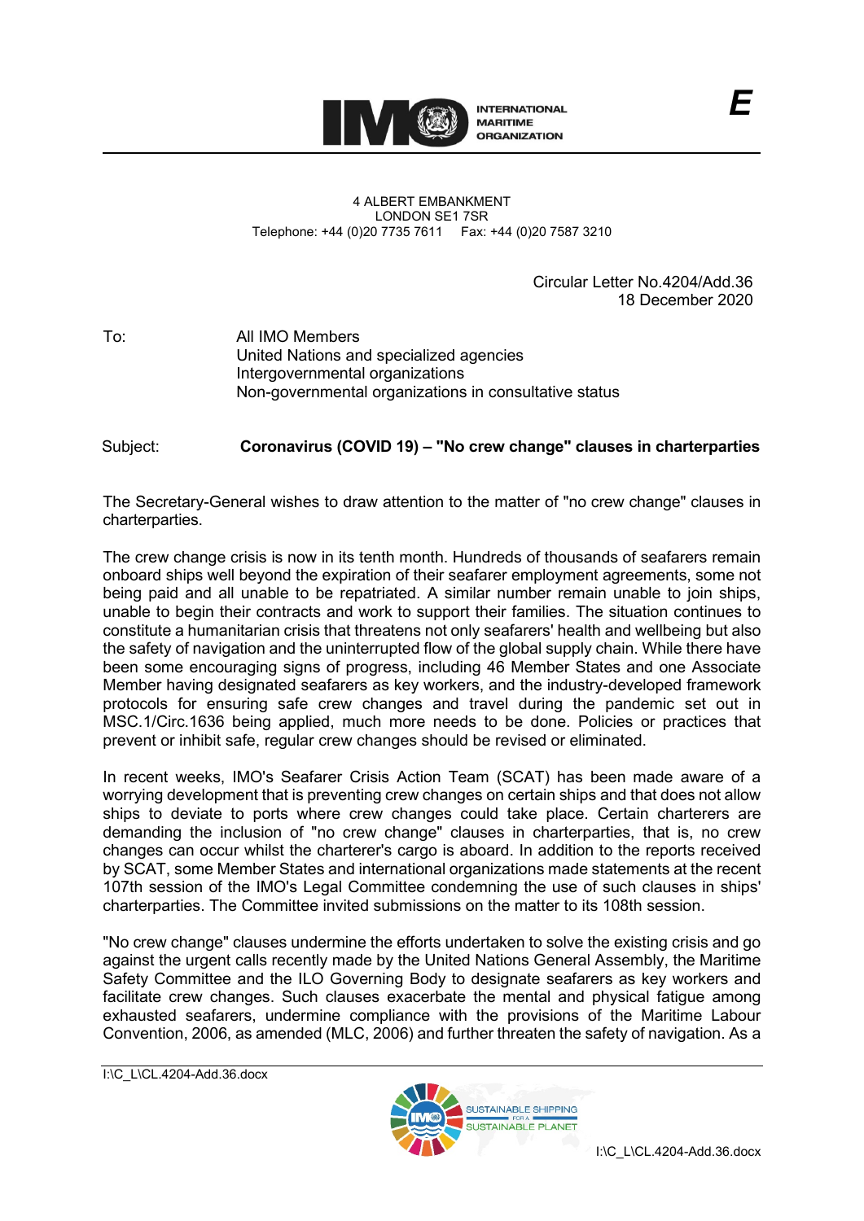INTERNATIONAL MARITIME ORGANIZATION

E

4 ALBERT EMBANKMENT
LONDON SE1 7SR
Telephone: +44 (0)20 7735 7611 Fax: +44 (0)20 7587 3210

Circular Letter No.4204/Add.36
18 December 2020

To: All IMO Members
United Nations and specialized agencies
Intergovernmental organizations
Non-governmental organizations in consultative status

Subject: **Coronavirus (COVID 19) – "No crew change" clauses in charterparties**

The Secretary-General wishes to draw attention to the matter of "no crew change" clauses in charterparties.

The crew change crisis is now in its tenth month. Hundreds of thousands of seafarers remain onboard ships well beyond the expiration of their seafarer employment agreements, some not being paid and all unable to be repatriated. A similar number remain unable to join ships, unable to begin their contracts and work to support their families. The situation continues to constitute a humanitarian crisis that threatens not only seafarers' health and wellbeing but also the safety of navigation and the uninterrupted flow of the global supply chain. While there have been some encouraging signs of progress, including 46 Member States and one Associate Member having designated seafarers as key workers, and the industry-developed framework protocols for ensuring safe crew changes and travel during the pandemic set out in MSC.1/Circ.1636 being applied, much more needs to be done. Policies or practices that prevent or inhibit safe, regular crew changes should be revised or eliminated.

In recent weeks, IMO's Seafarer Crisis Action Team (SCAT) has been made aware of a worrying development that is preventing crew changes on certain ships and that does not allow ships to deviate to ports where crew changes could take place. Certain charterers are demanding the inclusion of "no crew change" clauses in charterparties, that is, no crew changes can occur whilst the charterer's cargo is aboard. In addition to the reports received by SCAT, some Member States and international organizations made statements at the recent 107th session of the IMO's Legal Committee condemning the use of such clauses in ships' charterparties. The Committee invited submissions on the matter to its 108th session.

"No crew change" clauses undermine the efforts undertaken to solve the existing crisis and go against the urgent calls recently made by the United Nations General Assembly, the Maritime Safety Committee and the ILO Governing Body to designate seafarers as key workers and facilitate crew changes. Such clauses exacerbate the mental and physical fatigue among exhausted seafarers, undermine compliance with the provisions of the Maritime Labour Convention, 2006, as amended (MLC, 2006) and further threaten the safety of navigation. As a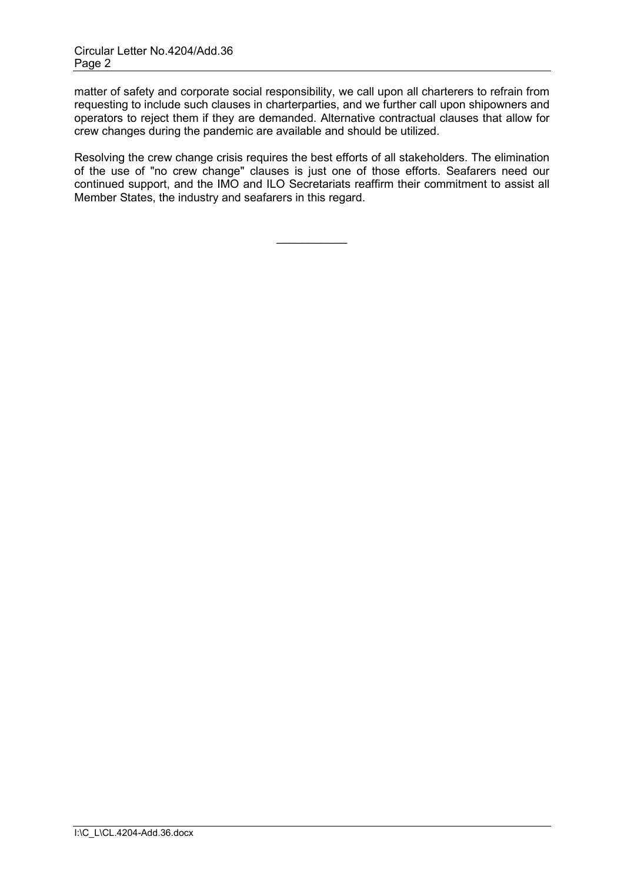matter of safety and corporate social responsibility, we call upon all charterers to refrain from requesting to include such clauses in charterparties, and we further call upon shipowners and operators to reject them if they are demanded. Alternative contractual clauses that allow for crew changes during the pandemic are available and should be utilized.

Resolving the crew change crisis requires the best efforts of all stakeholders. The elimination of the use of "no crew change" clauses is just one of those efforts. Seafarers need our continued support, and the IMO and ILO Secretariats reaffirm their commitment to assist all Member States, the industry and seafarers in this regard.

___________